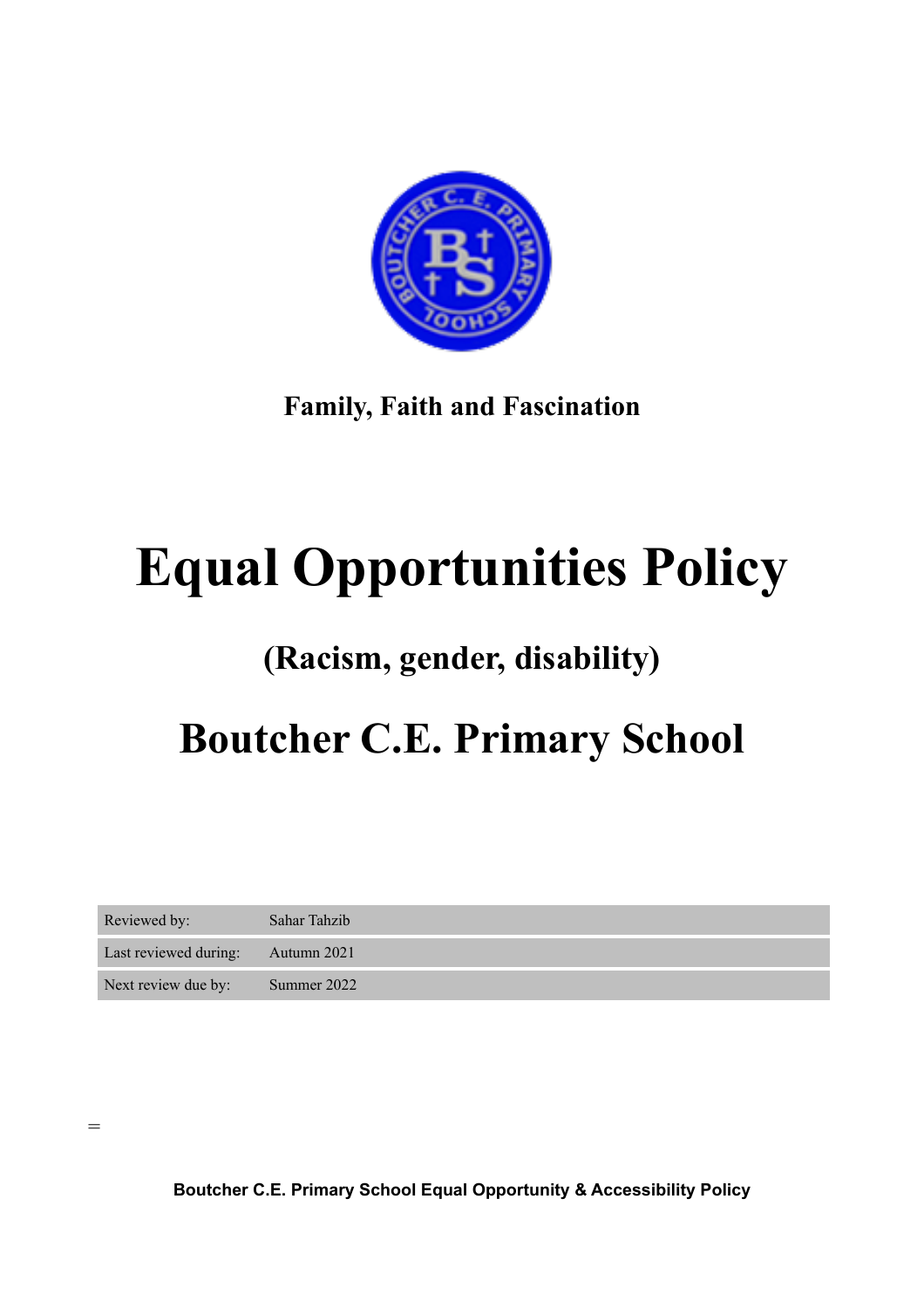**Family, Faith and Fascination**

# Equal Opportunities Policy

## (Racism, gender, disability)

## Boutcher C.E. Primary School

| Reviewed by: | Sahar Tahzib |
|---|---|
| Last reviewed during: | Autumn 2021 |
| Next review due by: | Summer 2022 |

=

**Boutcher C.E. Primary School Equal Opportunity & Accessibility Policy**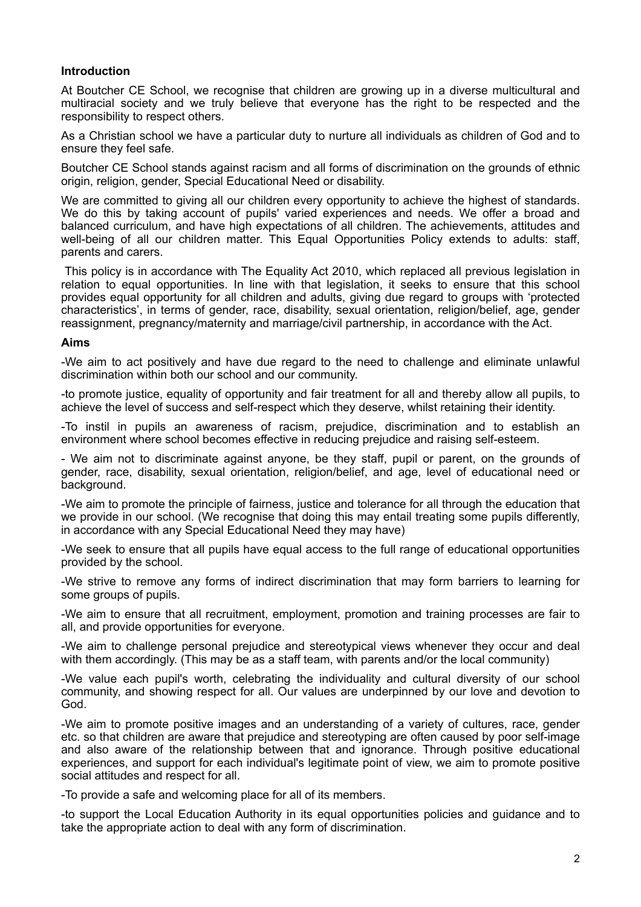**Introduction**

At Boutcher CE School, we recognise that children are growing up in a diverse multicultural and multiracial society and we truly believe that everyone has the right to be respected and the responsibility to respect others.

As a Christian school we have a particular duty to nurture all individuals as children of God and to ensure they feel safe.

Boutcher CE School stands against racism and all forms of discrimination on the grounds of ethnic origin, religion, gender, Special Educational Need or disability.

We are committed to giving all our children every opportunity to achieve the highest of standards. We do this by taking account of pupils' varied experiences and needs. We offer a broad and balanced curriculum, and have high expectations of all children. The achievements, attitudes and well-being of all our children matter. This Equal Opportunities Policy extends to adults: staff, parents and carers.

This policy is in accordance with The Equality Act 2010, which replaced all previous legislation in relation to equal opportunities. In line with that legislation, it seeks to ensure that this school provides equal opportunity for all children and adults, giving due regard to groups with 'protected characteristics', in terms of gender, race, disability, sexual orientation, religion/belief, age, gender reassignment, pregnancy/maternity and marriage/civil partnership, in accordance with the Act.

**Aims**

-We aim to act positively and have due regard to the need to challenge and eliminate unlawful discrimination within both our school and our community.

-to promote justice, equality of opportunity and fair treatment for all and thereby allow all pupils, to achieve the level of success and self-respect which they deserve, whilst retaining their identity.

-To instil in pupils an awareness of racism, prejudice, discrimination and to establish an environment where school becomes effective in reducing prejudice and raising self-esteem.

- We aim not to discriminate against anyone, be they staff, pupil or parent, on the grounds of gender, race, disability, sexual orientation, religion/belief, and age, level of educational need or background.

-We aim to promote the principle of fairness, justice and tolerance for all through the education that we provide in our school. (We recognise that doing this may entail treating some pupils differently, in accordance with any Special Educational Need they may have)

-We seek to ensure that all pupils have equal access to the full range of educational opportunities provided by the school.

-We strive to remove any forms of indirect discrimination that may form barriers to learning for some groups of pupils.

-We aim to ensure that all recruitment, employment, promotion and training processes are fair to all, and provide opportunities for everyone.

-We aim to challenge personal prejudice and stereotypical views whenever they occur and deal with them accordingly. (This may be as a staff team, with parents and/or the local community)

-We value each pupil's worth, celebrating the individuality and cultural diversity of our school community, and showing respect for all. Our values are underpinned by our love and devotion to God.

-We aim to promote positive images and an understanding of a variety of cultures, race, gender etc. so that children are aware that prejudice and stereotyping are often caused by poor self-image and also aware of the relationship between that and ignorance. Through positive educational experiences, and support for each individual's legitimate point of view, we aim to promote positive social attitudes and respect for all.

-To provide a safe and welcoming place for all of its members.

-to support the Local Education Authority in its equal opportunities policies and guidance and to take the appropriate action to deal with any form of discrimination.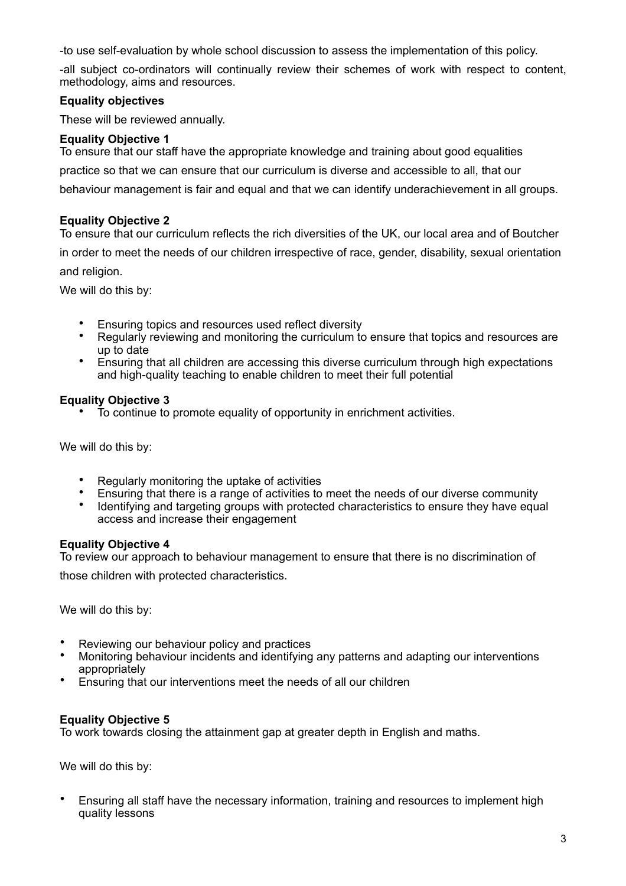-to use self-evaluation by whole school discussion to assess the implementation of this policy.

-all subject co-ordinators will continually review their schemes of work with respect to content, methodology, aims and resources.

**Equality objectives**

These will be reviewed annually.

**Equality Objective 1**

To ensure that our staff have the appropriate knowledge and training about good equalities practice so that we can ensure that our curriculum is diverse and accessible to all, that our behaviour management is fair and equal and that we can identify underachievement in all groups.

**Equality Objective 2**

To ensure that our curriculum reflects the rich diversities of the UK, our local area and of Boutcher in order to meet the needs of our children irrespective of race, gender, disability, sexual orientation and religion.

We will do this by:

- Ensuring topics and resources used reflect diversity
- Regularly reviewing and monitoring the curriculum to ensure that topics and resources are up to date
- Ensuring that all children are accessing this diverse curriculum through high expectations and high-quality teaching to enable children to meet their full potential

**Equality Objective 3**

- To continue to promote equality of opportunity in enrichment activities.

We will do this by:

- Regularly monitoring the uptake of activities
- Ensuring that there is a range of activities to meet the needs of our diverse community
- Identifying and targeting groups with protected characteristics to ensure they have equal access and increase their engagement

**Equality Objective 4**

To review our approach to behaviour management to ensure that there is no discrimination of those children with protected characteristics.

We will do this by:

- Reviewing our behaviour policy and practices
- Monitoring behaviour incidents and identifying any patterns and adapting our interventions appropriately
- Ensuring that our interventions meet the needs of all our children

**Equality Objective 5**

To work towards closing the attainment gap at greater depth in English and maths.

We will do this by:

- Ensuring all staff have the necessary information, training and resources to implement high quality lessons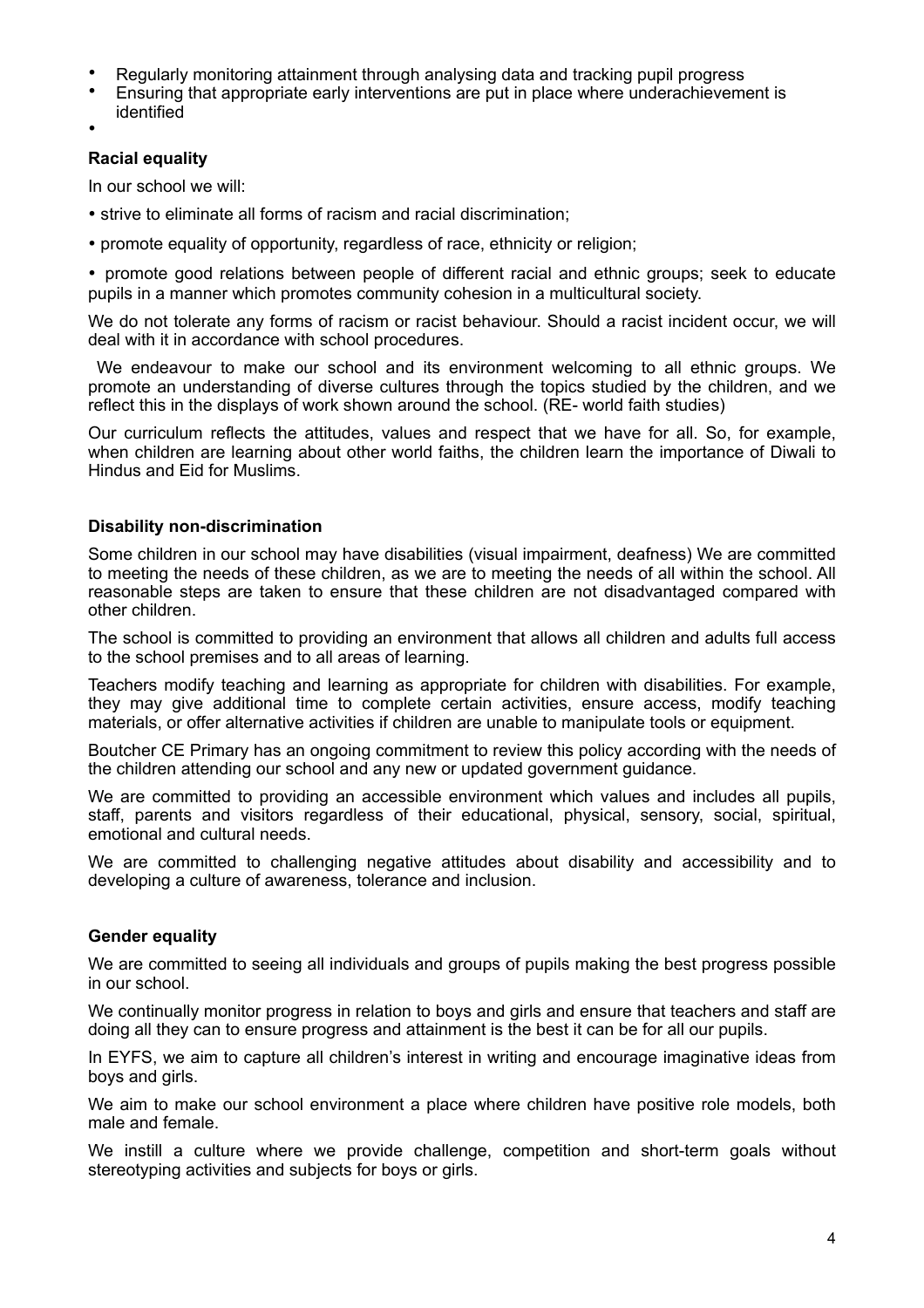- Regularly monitoring attainment through analysing data and tracking pupil progress
- Ensuring that appropriate early interventions are put in place where underachievement is identified
- 

**Racial equality**

In our school we will:

- strive to eliminate all forms of racism and racial discrimination;
- promote equality of opportunity, regardless of race, ethnicity or religion;
- promote good relations between people of different racial and ethnic groups; seek to educate pupils in a manner which promotes community cohesion in a multicultural society.

We do not tolerate any forms of racism or racist behaviour. Should a racist incident occur, we will deal with it in accordance with school procedures.

We endeavour to make our school and its environment welcoming to all ethnic groups. We promote an understanding of diverse cultures through the topics studied by the children, and we reflect this in the displays of work shown around the school. (RE- world faith studies)

Our curriculum reflects the attitudes, values and respect that we have for all. So, for example, when children are learning about other world faiths, the children learn the importance of Diwali to Hindus and Eid for Muslims.

**Disability non-discrimination**

Some children in our school may have disabilities (visual impairment, deafness) We are committed to meeting the needs of these children, as we are to meeting the needs of all within the school. All reasonable steps are taken to ensure that these children are not disadvantaged compared with other children.

The school is committed to providing an environment that allows all children and adults full access to the school premises and to all areas of learning.

Teachers modify teaching and learning as appropriate for children with disabilities. For example, they may give additional time to complete certain activities, ensure access, modify teaching materials, or offer alternative activities if children are unable to manipulate tools or equipment.

Boutcher CE Primary has an ongoing commitment to review this policy according with the needs of the children attending our school and any new or updated government guidance.

We are committed to providing an accessible environment which values and includes all pupils, staff, parents and visitors regardless of their educational, physical, sensory, social, spiritual, emotional and cultural needs.

We are committed to challenging negative attitudes about disability and accessibility and to developing a culture of awareness, tolerance and inclusion.

**Gender equality**

We are committed to seeing all individuals and groups of pupils making the best progress possible in our school.

We continually monitor progress in relation to boys and girls and ensure that teachers and staff are doing all they can to ensure progress and attainment is the best it can be for all our pupils.

In EYFS, we aim to capture all children's interest in writing and encourage imaginative ideas from boys and girls.

We aim to make our school environment a place where children have positive role models, both male and female.

We instill a culture where we provide challenge, competition and short-term goals without stereotyping activities and subjects for boys or girls.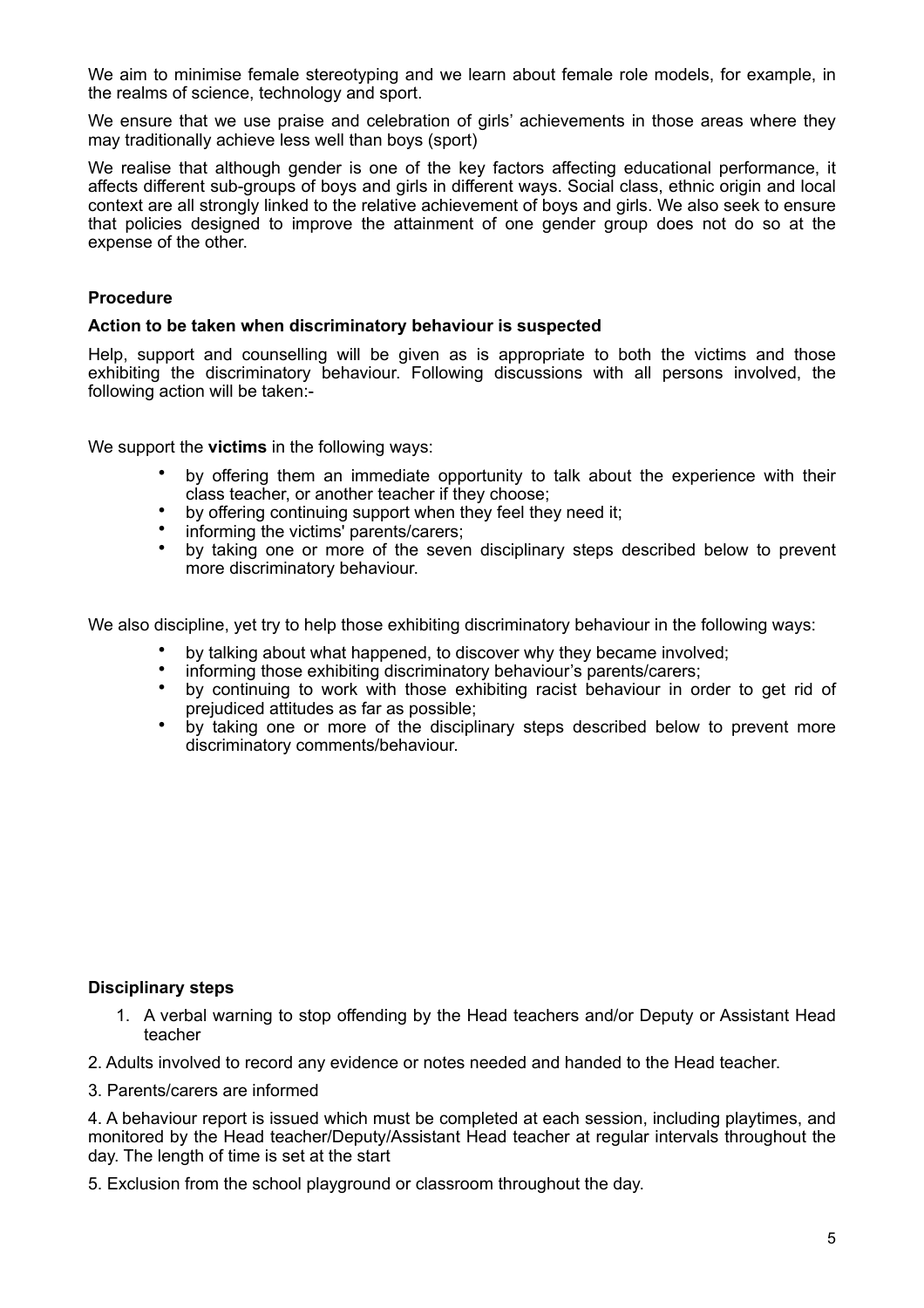We aim to minimise female stereotyping and we learn about female role models, for example, in the realms of science, technology and sport.

We ensure that we use praise and celebration of girls' achievements in those areas where they may traditionally achieve less well than boys (sport)

We realise that although gender is one of the key factors affecting educational performance, it affects different sub-groups of boys and girls in different ways. Social class, ethnic origin and local context are all strongly linked to the relative achievement of boys and girls. We also seek to ensure that policies designed to improve the attainment of one gender group does not do so at the expense of the other.

**Procedure**

**Action to be taken when discriminatory behaviour is suspected**

Help, support and counselling will be given as is appropriate to both the victims and those exhibiting the discriminatory behaviour. Following discussions with all persons involved, the following action will be taken:-

We support the **victims** in the following ways:

- by offering them an immediate opportunity to talk about the experience with their class teacher, or another teacher if they choose;
- by offering continuing support when they feel they need it;
- informing the victims' parents/carers;
- by taking one or more of the seven disciplinary steps described below to prevent more discriminatory behaviour.

We also discipline, yet try to help those exhibiting discriminatory behaviour in the following ways:

- by talking about what happened, to discover why they became involved;
- informing those exhibiting discriminatory behaviour's parents/carers;
- by continuing to work with those exhibiting racist behaviour in order to get rid of prejudiced attitudes as far as possible;
- by taking one or more of the disciplinary steps described below to prevent more discriminatory comments/behaviour.

**Disciplinary steps**

1. A verbal warning to stop offending by the Head teachers and/or Deputy or Assistant Head teacher

2. Adults involved to record any evidence or notes needed and handed to the Head teacher.

3. Parents/carers are informed

4. A behaviour report is issued which must be completed at each session, including playtimes, and monitored by the Head teacher/Deputy/Assistant Head teacher at regular intervals throughout the day. The length of time is set at the start

5. Exclusion from the school playground or classroom throughout the day.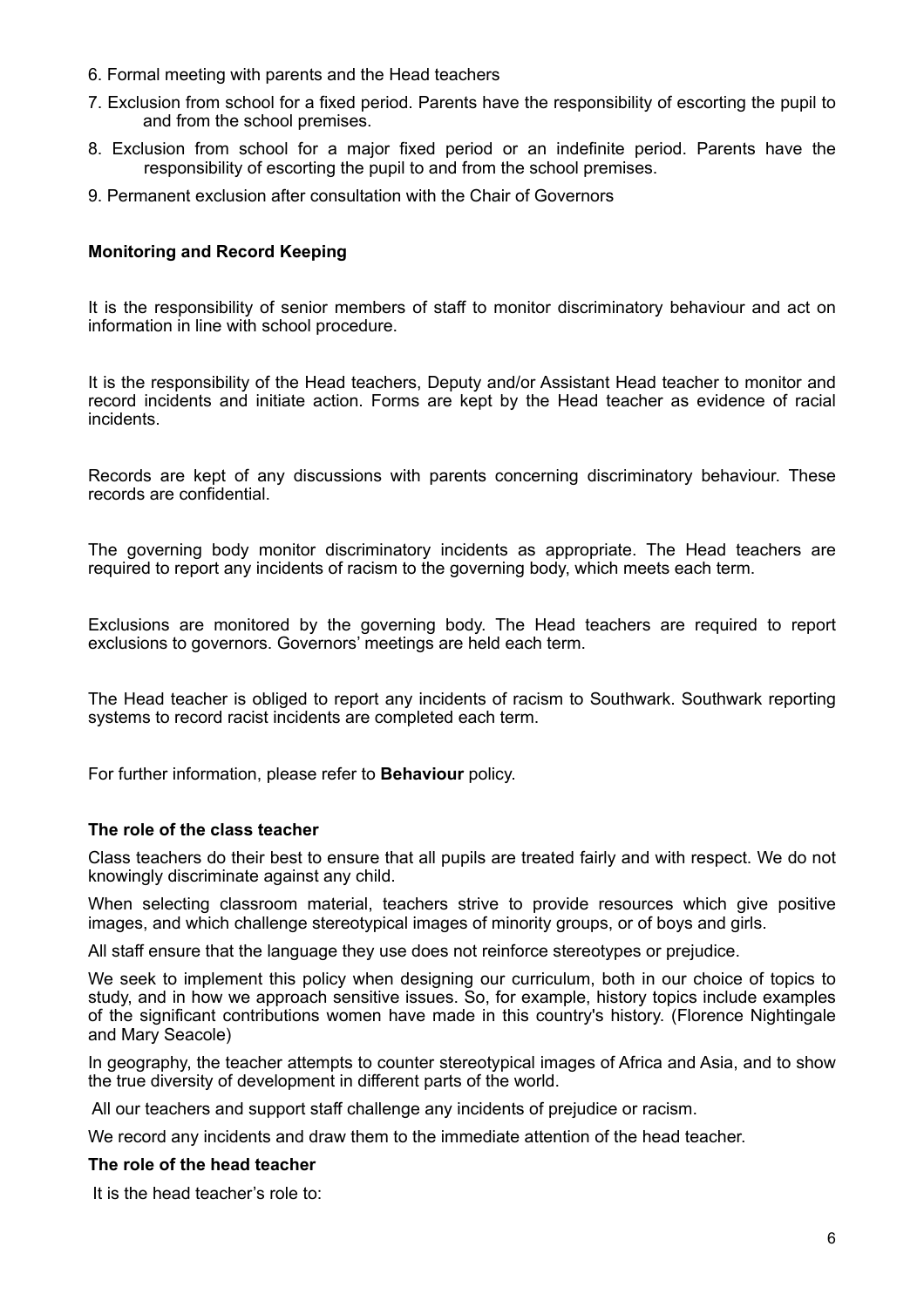6. Formal meeting with parents and the Head teachers
7. Exclusion from school for a fixed period. Parents have the responsibility of escorting the pupil to and from the school premises.
8. Exclusion from school for a major fixed period or an indefinite period. Parents have the responsibility of escorting the pupil to and from the school premises.
9. Permanent exclusion after consultation with the Chair of Governors

**Monitoring and Record Keeping**

It is the responsibility of senior members of staff to monitor discriminatory behaviour and act on information in line with school procedure.

It is the responsibility of the Head teachers, Deputy and/or Assistant Head teacher to monitor and record incidents and initiate action. Forms are kept by the Head teacher as evidence of racial incidents.

Records are kept of any discussions with parents concerning discriminatory behaviour. These records are confidential.

The governing body monitor discriminatory incidents as appropriate. The Head teachers are required to report any incidents of racism to the governing body, which meets each term.

Exclusions are monitored by the governing body. The Head teachers are required to report exclusions to governors. Governors' meetings are held each term.

The Head teacher is obliged to report any incidents of racism to Southwark. Southwark reporting systems to record racist incidents are completed each term.

For further information, please refer to **Behaviour** policy.

**The role of the class teacher**

Class teachers do their best to ensure that all pupils are treated fairly and with respect. We do not knowingly discriminate against any child.

When selecting classroom material, teachers strive to provide resources which give positive images, and which challenge stereotypical images of minority groups, or of boys and girls.

All staff ensure that the language they use does not reinforce stereotypes or prejudice.

We seek to implement this policy when designing our curriculum, both in our choice of topics to study, and in how we approach sensitive issues. So, for example, history topics include examples of the significant contributions women have made in this country's history. (Florence Nightingale and Mary Seacole)

In geography, the teacher attempts to counter stereotypical images of Africa and Asia, and to show the true diversity of development in different parts of the world.

All our teachers and support staff challenge any incidents of prejudice or racism.

We record any incidents and draw them to the immediate attention of the head teacher.

**The role of the head teacher**

It is the head teacher's role to: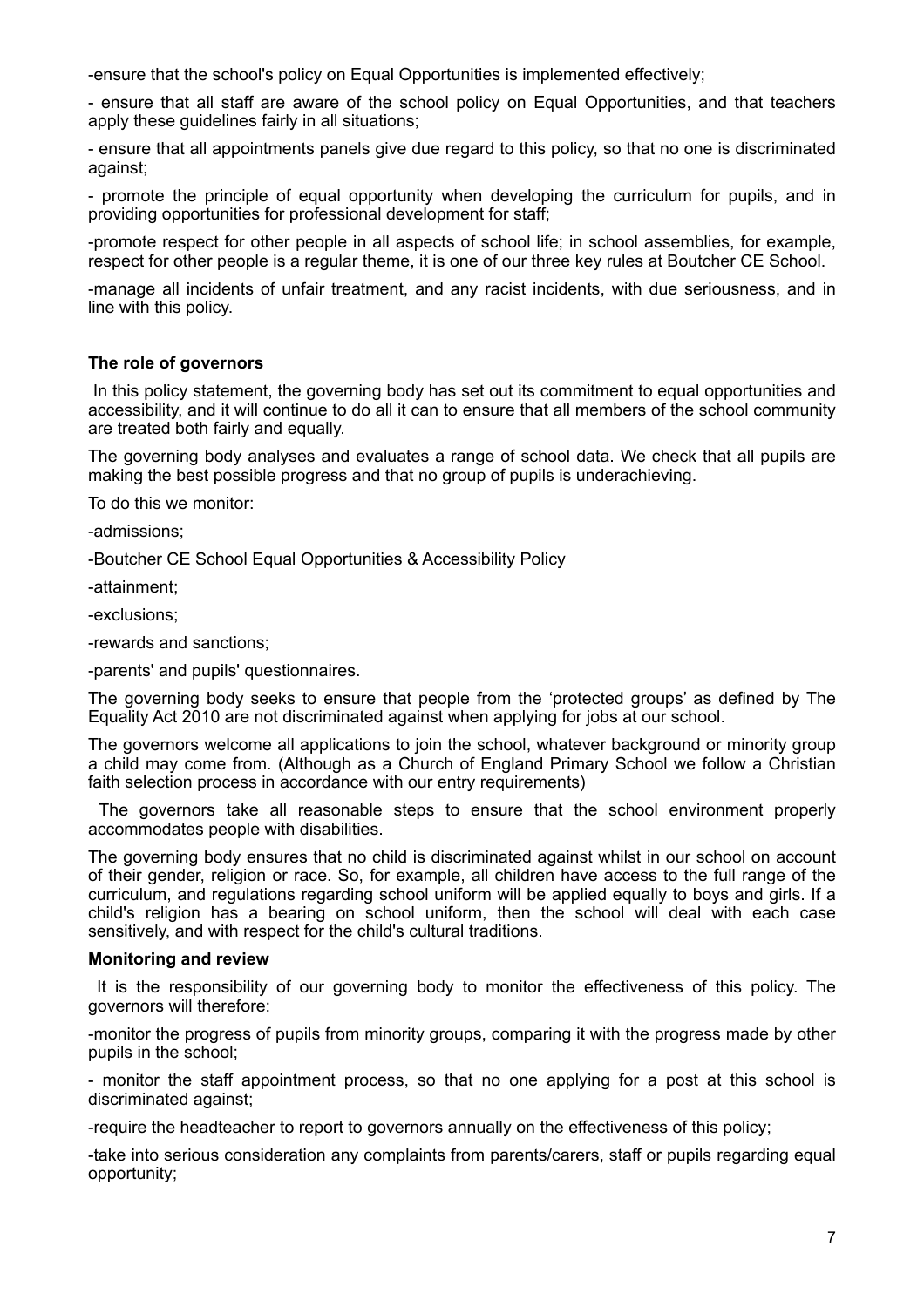-ensure that the school's policy on Equal Opportunities is implemented effectively;

- ensure that all staff are aware of the school policy on Equal Opportunities, and that teachers apply these guidelines fairly in all situations;

- ensure that all appointments panels give due regard to this policy, so that no one is discriminated against;

- promote the principle of equal opportunity when developing the curriculum for pupils, and in providing opportunities for professional development for staff;

-promote respect for other people in all aspects of school life; in school assemblies, for example, respect for other people is a regular theme, it is one of our three key rules at Boutcher CE School.

-manage all incidents of unfair treatment, and any racist incidents, with due seriousness, and in line with this policy.

**The role of governors**

In this policy statement, the governing body has set out its commitment to equal opportunities and accessibility, and it will continue to do all it can to ensure that all members of the school community are treated both fairly and equally.

The governing body analyses and evaluates a range of school data. We check that all pupils are making the best possible progress and that no group of pupils is underachieving.

To do this we monitor:

-admissions;

-Boutcher CE School Equal Opportunities & Accessibility Policy

-attainment;

-exclusions;

-rewards and sanctions;

-parents' and pupils' questionnaires.

The governing body seeks to ensure that people from the 'protected groups' as defined by The Equality Act 2010 are not discriminated against when applying for jobs at our school.

The governors welcome all applications to join the school, whatever background or minority group a child may come from. (Although as a Church of England Primary School we follow a Christian faith selection process in accordance with our entry requirements)

The governors take all reasonable steps to ensure that the school environment properly accommodates people with disabilities.

The governing body ensures that no child is discriminated against whilst in our school on account of their gender, religion or race. So, for example, all children have access to the full range of the curriculum, and regulations regarding school uniform will be applied equally to boys and girls. If a child's religion has a bearing on school uniform, then the school will deal with each case sensitively, and with respect for the child's cultural traditions.

**Monitoring and review**

It is the responsibility of our governing body to monitor the effectiveness of this policy. The governors will therefore:

-monitor the progress of pupils from minority groups, comparing it with the progress made by other pupils in the school;

- monitor the staff appointment process, so that no one applying for a post at this school is discriminated against;

-require the headteacher to report to governors annually on the effectiveness of this policy;

-take into serious consideration any complaints from parents/carers, staff or pupils regarding equal opportunity;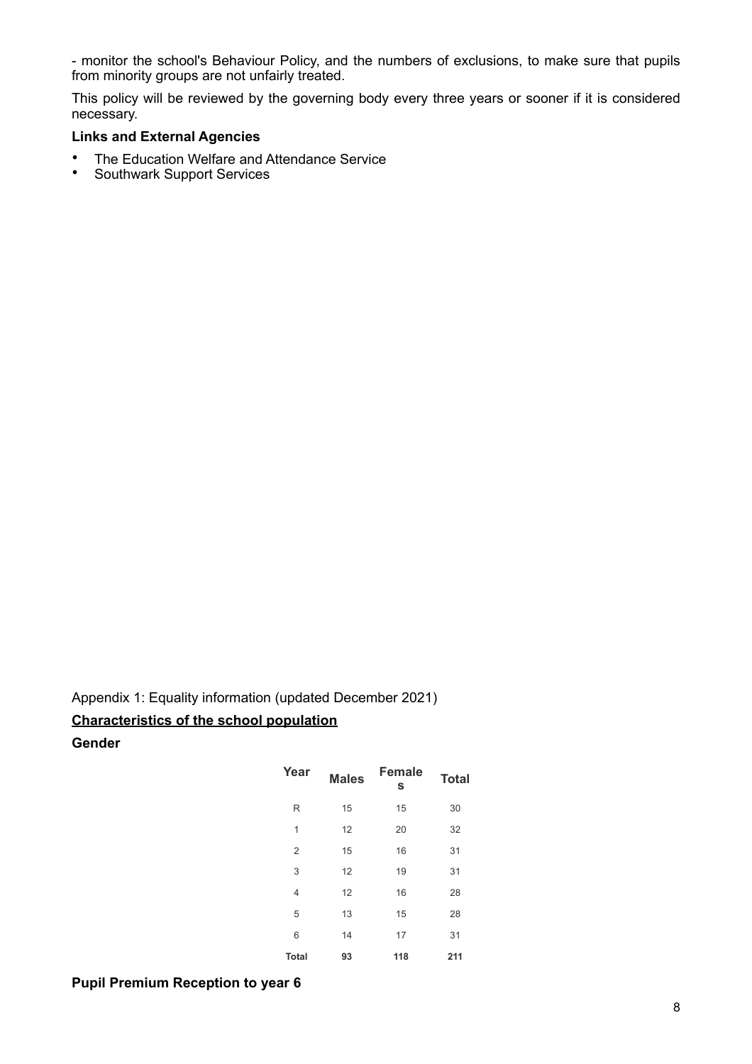- monitor the school's Behaviour Policy, and the numbers of exclusions, to make sure that pupils from minority groups are not unfairly treated.

This policy will be reviewed by the governing body every three years or sooner if it is considered necessary.

**Links and External Agencies**

- The Education Welfare and Attendance Service
- Southwark Support Services

Appendix 1: Equality information (updated December 2021)

**Characteristics of the school population**

**Gender**

| Year | Males | Females | Total |
|---|---|---|---|
| R | 15 | 15 | 30 |
| 1 | 12 | 20 | 32 |
| 2 | 15 | 16 | 31 |
| 3 | 12 | 19 | 31 |
| 4 | 12 | 16 | 28 |
| 5 | 13 | 15 | 28 |
| 6 | 14 | 17 | 31 |
| **Total** | **93** | **118** | **211** |

**Pupil Premium Reception to year 6**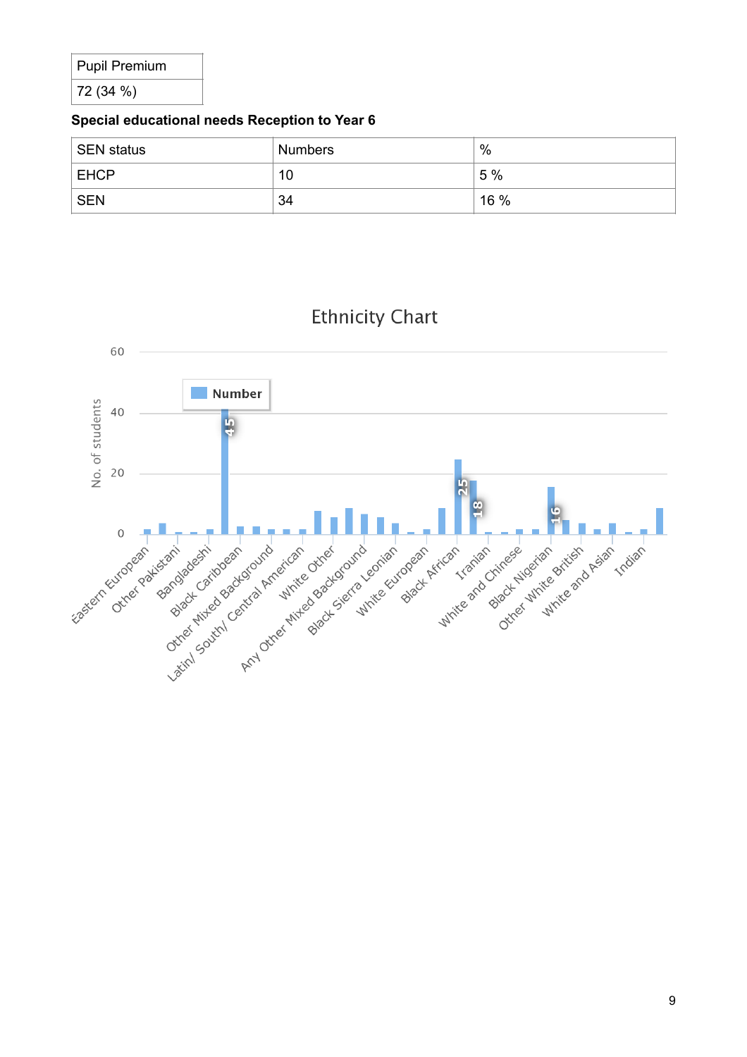| Pupil Premium |
| --- |
| 72 (34 %) |

**Special educational needs Reception to Year 6**

| SEN status | Numbers | % |
| --- | --- | --- |
| EHCP | 10 | 5 % |
| SEN | 34 | 16 % |

Ethnicity Chart

Number

No. of students

60
40
20
0

45
25
18
16

Eastern European
Other Pakistani
Bangladeshi
Black Caribbean
Other Mixed Background
Latin/ South/ Central American
White Other
Any Other Mixed Background
Black Sierra Leonian
White European
Black African
Iranian
White and Chinese
Black Nigerian
Other White British
White and Asian
Indian